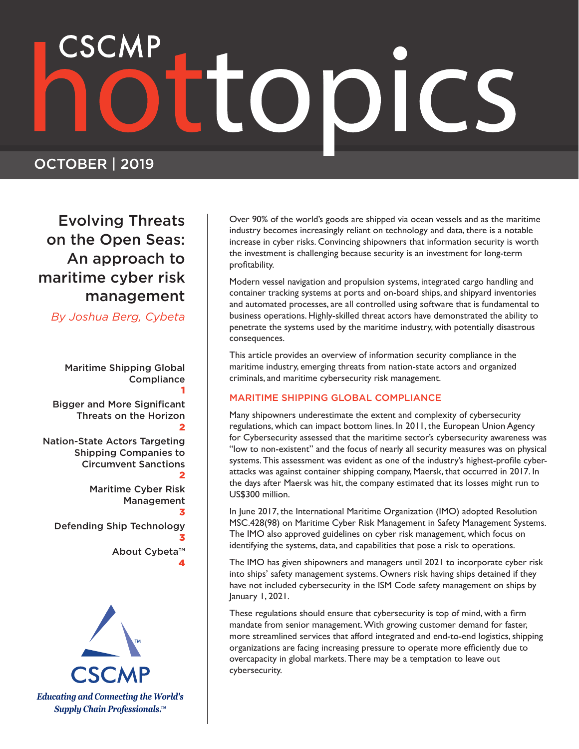# CSCMP hottopics

OCTOBER | 2019

# Evolving Threats on the Open Seas: An approach to maritime cyber risk management

*By Joshua Berg, Cybeta*

- Maritime Shipping Global Compliance — 1
- Bigger and More Significant Threats on the Horizon — 2
- Nation-State Actors Targeting Shipping Companies to Circumvent Sanctions — 2
- Maritime Cyber Risk Management — 3
- Defending Ship Technology — 3
- About Cybeta™ — 4

CSCMP

*Educating and Connecting the World's Supply Chain Professionals.™*

Over 90% of the world's goods are shipped via ocean vessels and as the maritime industry becomes increasingly reliant on technology and data, there is a notable increase in cyber risks. Convincing shipowners that information security is worth the investment is challenging because security is an investment for long-term profitability.

Modern vessel navigation and propulsion systems, integrated cargo handling and container tracking systems at ports and on-board ships, and shipyard inventories and automated processes, are all controlled using software that is fundamental to business operations. Highly-skilled threat actors have demonstrated the ability to penetrate the systems used by the maritime industry, with potentially disastrous consequences.

This article provides an overview of information security compliance in the maritime industry, emerging threats from nation-state actors and organized criminals, and maritime cybersecurity risk management.

## MARITIME SHIPPING GLOBAL COMPLIANCE

Many shipowners underestimate the extent and complexity of cybersecurity regulations, which can impact bottom lines. In 2011, the European Union Agency for Cybersecurity assessed that the maritime sector's cybersecurity awareness was "low to non-existent" and the focus of nearly all security measures was on physical systems. This assessment was evident as one of the industry's highest-profile cyber-attacks was against container shipping company, Maersk, that occurred in 2017. In the days after Maersk was hit, the company estimated that its losses might run to US$300 million.

In June 2017, the International Maritime Organization (IMO) adopted Resolution MSC.428(98) on Maritime Cyber Risk Management in Safety Management Systems. The IMO also approved guidelines on cyber risk management, which focus on identifying the systems, data, and capabilities that pose a risk to operations.

The IMO has given shipowners and managers until 2021 to incorporate cyber risk into ships' safety management systems. Owners risk having ships detained if they have not included cybersecurity in the ISM Code safety management on ships by January 1, 2021.

These regulations should ensure that cybersecurity is top of mind, with a firm mandate from senior management. With growing customer demand for faster, more streamlined services that afford integrated and end-to-end logistics, shipping organizations are facing increasing pressure to operate more efficiently due to overcapacity in global markets. There may be a temptation to leave out cybersecurity.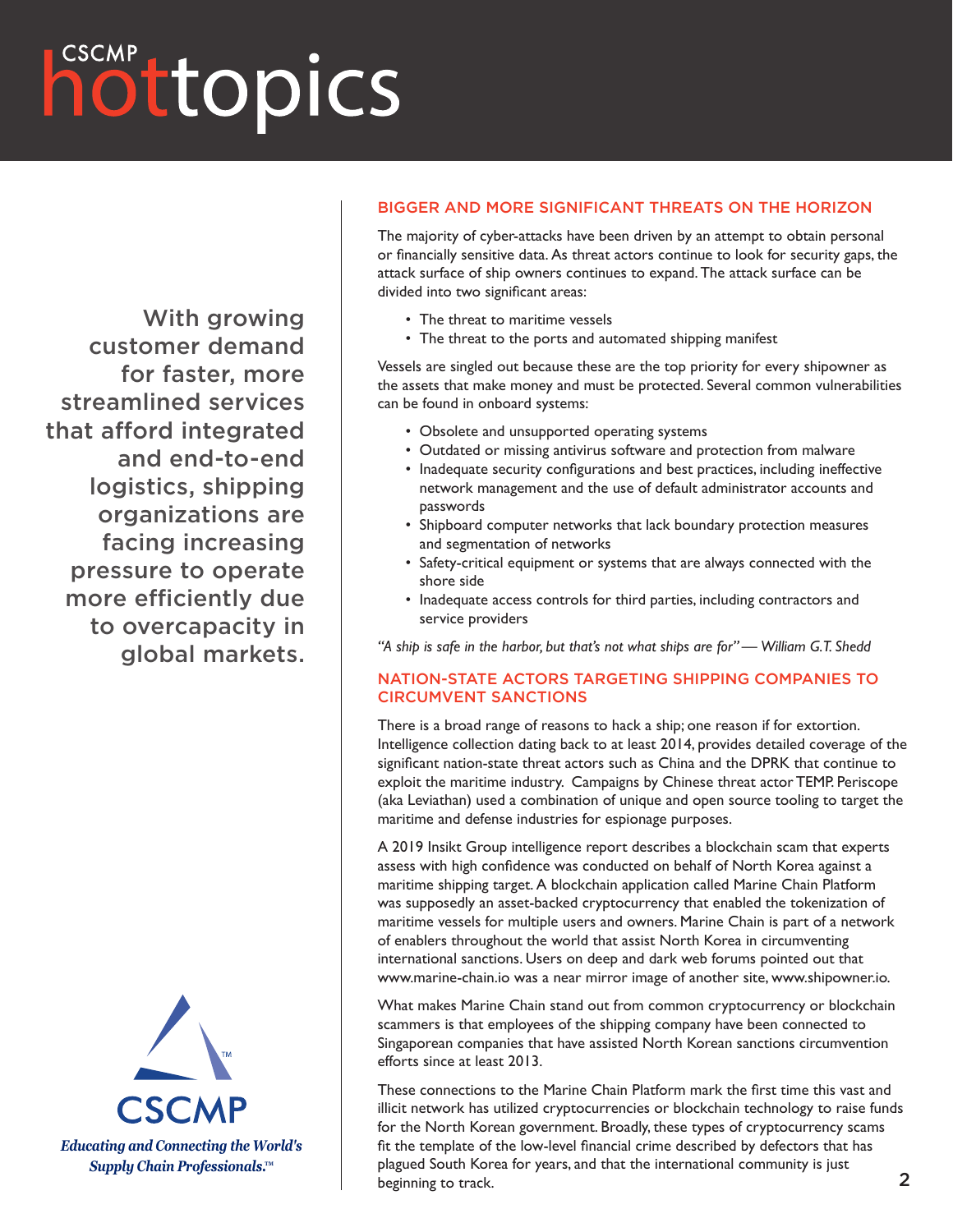With growing customer demand for faster, more streamlined services that afford integrated and end-to-end logistics, shipping organizations are facing increasing pressure to operate more efficiently due to overcapacity in global markets.

## BIGGER AND MORE SIGNIFICANT THREATS ON THE HORIZON

The majority of cyber-attacks have been driven by an attempt to obtain personal or financially sensitive data. As threat actors continue to look for security gaps, the attack surface of ship owners continues to expand. The attack surface can be divided into two significant areas:

- The threat to maritime vessels
- The threat to the ports and automated shipping manifest

Vessels are singled out because these are the top priority for every shipowner as the assets that make money and must be protected. Several common vulnerabilities can be found in onboard systems:

- Obsolete and unsupported operating systems
- Outdated or missing antivirus software and protection from malware
- Inadequate security configurations and best practices, including ineffective network management and the use of default administrator accounts and passwords
- Shipboard computer networks that lack boundary protection measures and segmentation of networks
- Safety-critical equipment or systems that are always connected with the shore side
- Inadequate access controls for third parties, including contractors and service providers

*"A ship is safe in the harbor, but that's not what ships are for" — William G.T. Shedd*

## NATION-STATE ACTORS TARGETING SHIPPING COMPANIES TO CIRCUMVENT SANCTIONS

There is a broad range of reasons to hack a ship; one reason if for extortion. Intelligence collection dating back to at least 2014, provides detailed coverage of the significant nation-state threat actors such as China and the DPRK that continue to exploit the maritime industry. Campaigns by Chinese threat actor TEMP. Periscope (aka Leviathan) used a combination of unique and open source tooling to target the maritime and defense industries for espionage purposes.

A 2019 Insikt Group intelligence report describes a blockchain scam that experts assess with high confidence was conducted on behalf of North Korea against a maritime shipping target. A blockchain application called Marine Chain Platform was supposedly an asset-backed cryptocurrency that enabled the tokenization of maritime vessels for multiple users and owners. Marine Chain is part of a network of enablers throughout the world that assist North Korea in circumventing international sanctions. Users on deep and dark web forums pointed out that www.marine-chain.io was a near mirror image of another site, www.shipowner.io.

What makes Marine Chain stand out from common cryptocurrency or blockchain scammers is that employees of the shipping company have been connected to Singaporean companies that have assisted North Korean sanctions circumvention efforts since at least 2013.

These connections to the Marine Chain Platform mark the first time this vast and illicit network has utilized cryptocurrencies or blockchain technology to raise funds for the North Korean government. Broadly, these types of cryptocurrency scams fit the template of the low-level financial crime described by defectors that has plagued South Korea for years, and that the international community is just beginning to track.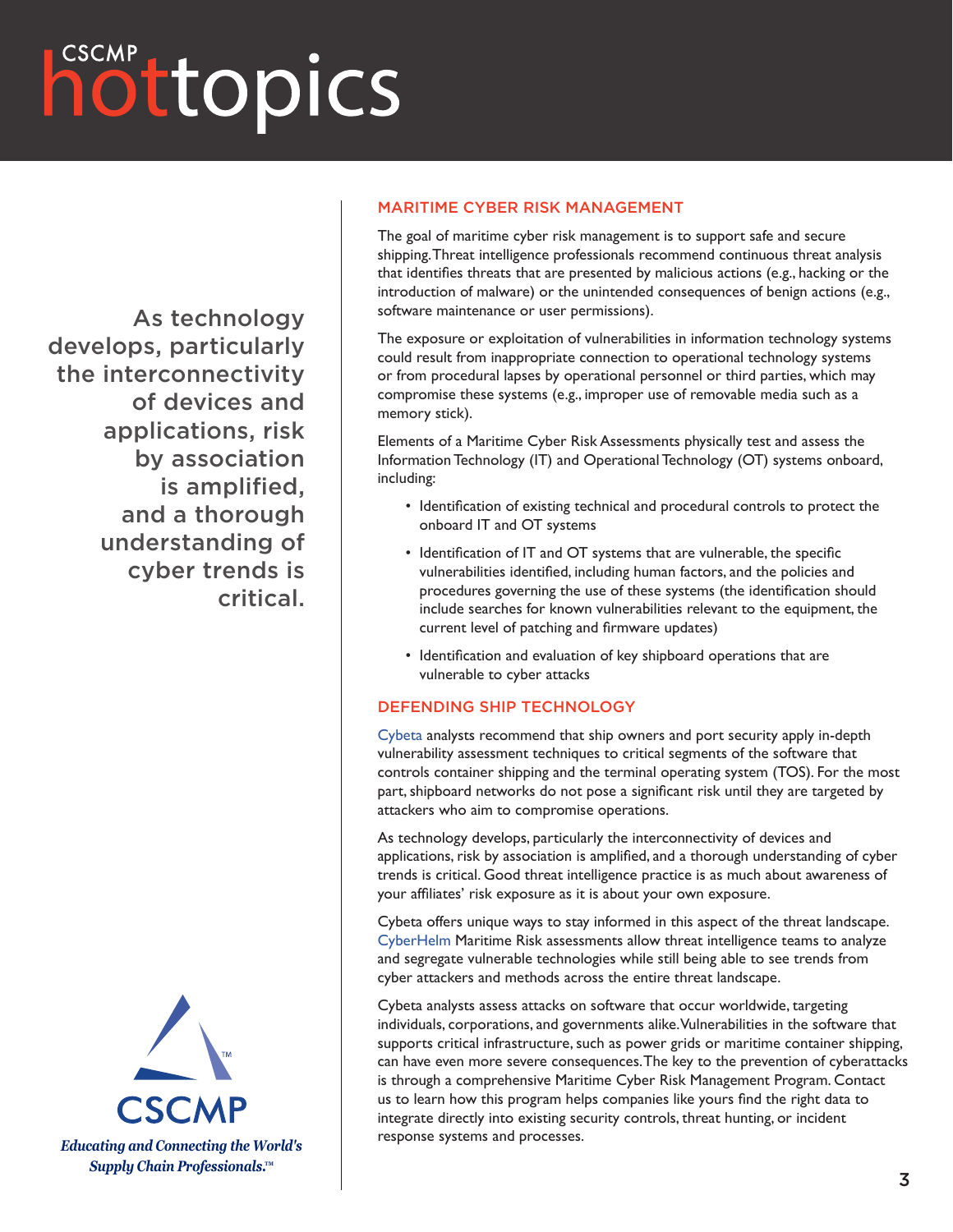As technology develops, particularly the interconnectivity of devices and applications, risk by association is amplified, and a thorough understanding of cyber trends is critical.

## MARITIME CYBER RISK MANAGEMENT

The goal of maritime cyber risk management is to support safe and secure shipping. Threat intelligence professionals recommend continuous threat analysis that identifies threats that are presented by malicious actions (e.g., hacking or the introduction of malware) or the unintended consequences of benign actions (e.g., software maintenance or user permissions).

The exposure or exploitation of vulnerabilities in information technology systems could result from inappropriate connection to operational technology systems or from procedural lapses by operational personnel or third parties, which may compromise these systems (e.g., improper use of removable media such as a memory stick).

Elements of a Maritime Cyber Risk Assessments physically test and assess the Information Technology (IT) and Operational Technology (OT) systems onboard, including:

- Identification of existing technical and procedural controls to protect the onboard IT and OT systems
- Identification of IT and OT systems that are vulnerable, the specific vulnerabilities identified, including human factors, and the policies and procedures governing the use of these systems (the identification should include searches for known vulnerabilities relevant to the equipment, the current level of patching and firmware updates)
- Identification and evaluation of key shipboard operations that are vulnerable to cyber attacks

## DEFENDING SHIP TECHNOLOGY

Cybeta analysts recommend that ship owners and port security apply in-depth vulnerability assessment techniques to critical segments of the software that controls container shipping and the terminal operating system (TOS). For the most part, shipboard networks do not pose a significant risk until they are targeted by attackers who aim to compromise operations.

As technology develops, particularly the interconnectivity of devices and applications, risk by association is amplified, and a thorough understanding of cyber trends is critical. Good threat intelligence practice is as much about awareness of your affiliates' risk exposure as it is about your own exposure.

Cybeta offers unique ways to stay informed in this aspect of the threat landscape. CyberHelm Maritime Risk assessments allow threat intelligence teams to analyze and segregate vulnerable technologies while still being able to see trends from cyber attackers and methods across the entire threat landscape.

Cybeta analysts assess attacks on software that occur worldwide, targeting individuals, corporations, and governments alike. Vulnerabilities in the software that supports critical infrastructure, such as power grids or maritime container shipping, can have even more severe consequences. The key to the prevention of cyberattacks is through a comprehensive Maritime Cyber Risk Management Program. Contact us to learn how this program helps companies like yours find the right data to integrate directly into existing security controls, threat hunting, or incident response systems and processes.

CSCMP

*Educating and Connecting the World's Supply Chain Professionals.™*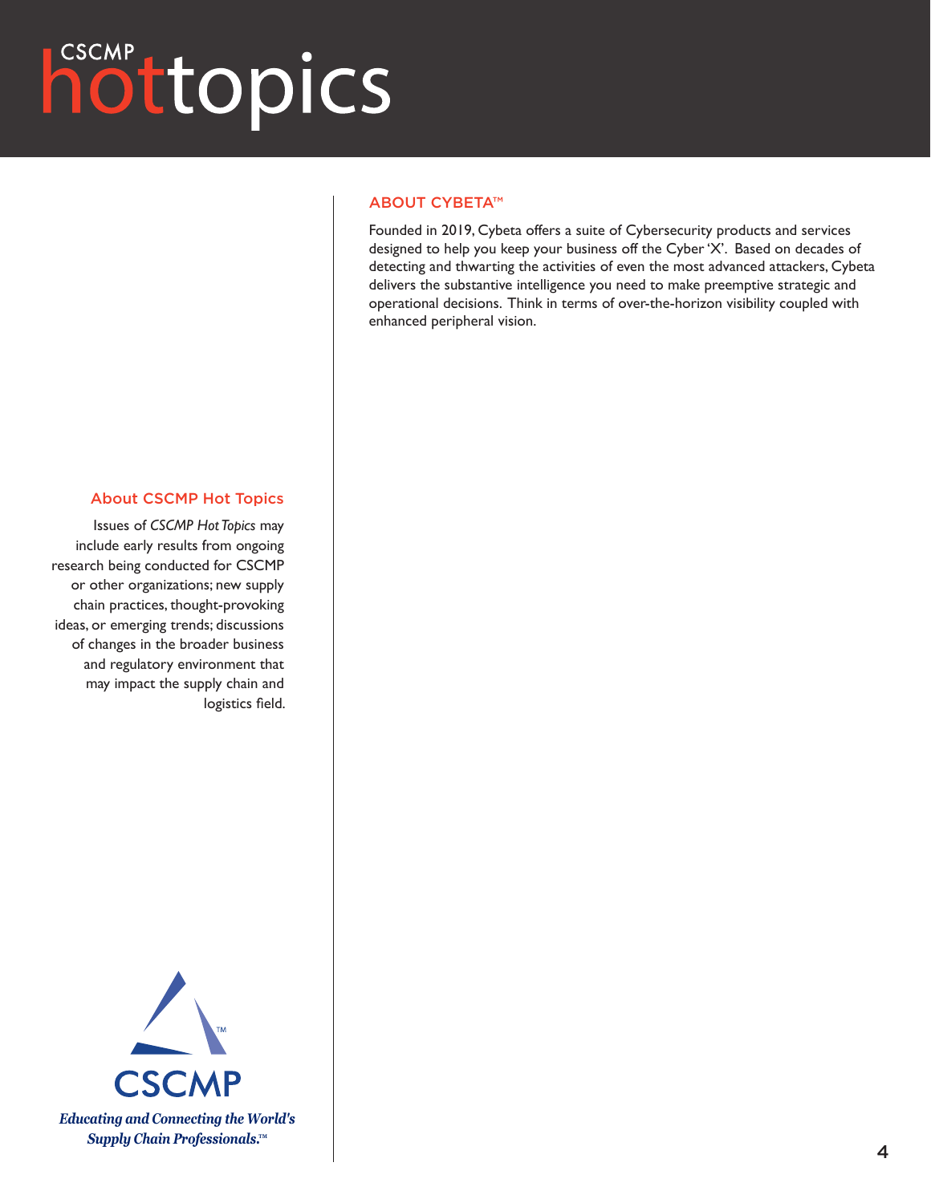## ABOUT CYBETA™

Founded in 2019, Cybeta offers a suite of Cybersecurity products and services designed to help you keep your business off the Cyber 'X'. Based on decades of detecting and thwarting the activities of even the most advanced attackers, Cybeta delivers the substantive intelligence you need to make preemptive strategic and operational decisions. Think in terms of over-the-horizon visibility coupled with enhanced peripheral vision.

## About CSCMP Hot Topics

Issues of *CSCMP Hot Topics* may include early results from ongoing research being conducted for CSCMP or other organizations; new supply chain practices, thought-provoking ideas, or emerging trends; discussions of changes in the broader business and regulatory environment that may impact the supply chain and logistics field.

CSCMP

*Educating and Connecting the World's Supply Chain Professionals.™*